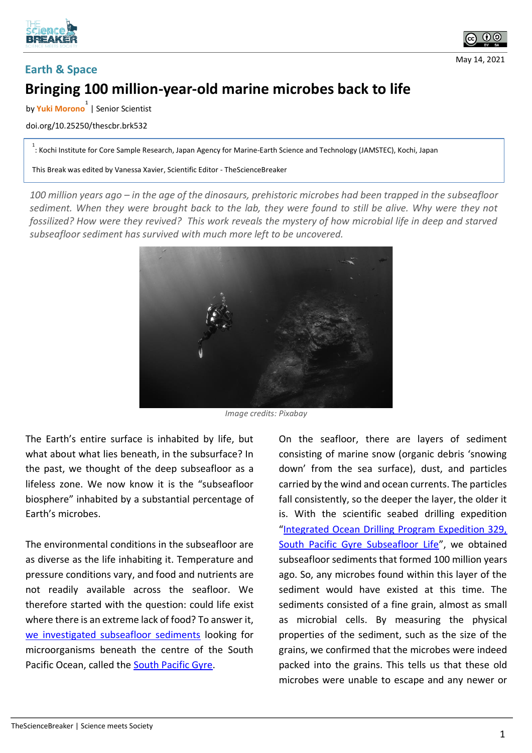Earth & Space

May 14, 2021

# Bringing 100 million-year-old marine microbes back to life

by **Yuki Morono**[1] | Senior Scientist

doi.org/10.25250/thescbr.brk532

[1]: Kochi Institute for Core Sample Research, Japan Agency for Marine-Earth Science and Technology (JAMSTEC), Kochi, Japan

This Break was edited by Vanessa Xavier, Scientific Editor - TheScienceBreaker

*100 million years ago – in the age of the dinosaurs, prehistoric microbes had been trapped in the subseafloor sediment. When they were brought back to the lab, they were found to still be alive. Why were they not fossilized? How were they revived? This work reveals the mystery of how microbial life in deep and starved subseafloor sediment has survived with much more left to be uncovered.*

*Image credits: Pixabay*

The Earth's entire surface is inhabited by life, but what about what lies beneath, in the subsurface? In the past, we thought of the deep subseafloor as a lifeless zone. We now know it is the "subseafloor biosphere" inhabited by a substantial percentage of Earth's microbes.

The environmental conditions in the subseafloor are as diverse as the life inhabiting it. Temperature and pressure conditions vary, and food and nutrients are not readily available across the seafloor. We therefore started with the question: could life exist where there is an extreme lack of food? To answer it, we investigated subseafloor sediments looking for microorganisms beneath the centre of the South Pacific Ocean, called the South Pacific Gyre.

On the seafloor, there are layers of sediment consisting of marine snow (organic debris 'snowing down' from the sea surface), dust, and particles carried by the wind and ocean currents. The particles fall consistently, so the deeper the layer, the older it is. With the scientific seabed drilling expedition "Integrated Ocean Drilling Program Expedition 329, South Pacific Gyre Subseafloor Life", we obtained subseafloor sediments that formed 100 million years ago. So, any microbes found within this layer of the sediment would have existed at this time. The sediments consisted of a fine grain, almost as small as microbial cells. By measuring the physical properties of the sediment, such as the size of the grains, we confirmed that the microbes were indeed packed into the grains. This tells us that these old microbes were unable to escape and any newer or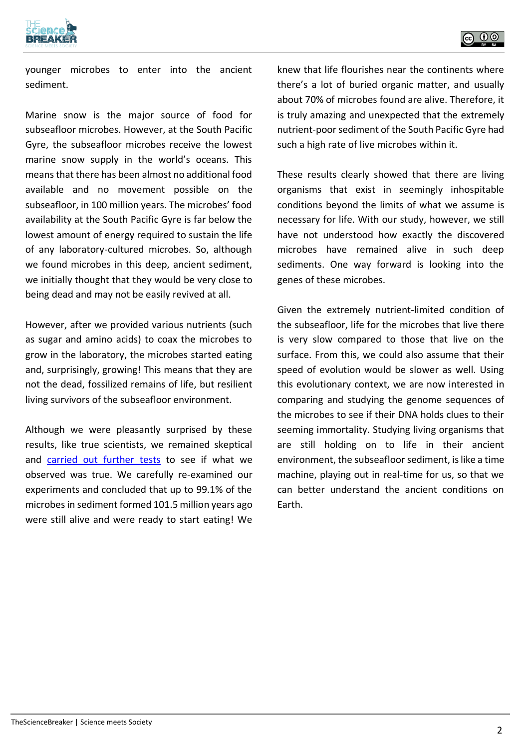younger microbes to enter into the ancient sediment.

Marine snow is the major source of food for subseafloor microbes. However, at the South Pacific Gyre, the subseafloor microbes receive the lowest marine snow supply in the world's oceans. This means that there has been almost no additional food available and no movement possible on the subseafloor, in 100 million years. The microbes' food availability at the South Pacific Gyre is far below the lowest amount of energy required to sustain the life of any laboratory-cultured microbes. So, although we found microbes in this deep, ancient sediment, we initially thought that they would be very close to being dead and may not be easily revived at all.

However, after we provided various nutrients (such as sugar and amino acids) to coax the microbes to grow in the laboratory, the microbes started eating and, surprisingly, growing! This means that they are not the dead, fossilized remains of life, but resilient living survivors of the subseafloor environment.

Although we were pleasantly surprised by these results, like true scientists, we remained skeptical and carried out further tests to see if what we observed was true. We carefully re-examined our experiments and concluded that up to 99.1% of the microbes in sediment formed 101.5 million years ago were still alive and were ready to start eating! We knew that life flourishes near the continents where there's a lot of buried organic matter, and usually about 70% of microbes found are alive. Therefore, it is truly amazing and unexpected that the extremely nutrient-poor sediment of the South Pacific Gyre had such a high rate of live microbes within it.

These results clearly showed that there are living organisms that exist in seemingly inhospitable conditions beyond the limits of what we assume is necessary for life. With our study, however, we still have not understood how exactly the discovered microbes have remained alive in such deep sediments. One way forward is looking into the genes of these microbes.

Given the extremely nutrient-limited condition of the subseafloor, life for the microbes that live there is very slow compared to those that live on the surface. From this, we could also assume that their speed of evolution would be slower as well. Using this evolutionary context, we are now interested in comparing and studying the genome sequences of the microbes to see if their DNA holds clues to their seeming immortality. Studying living organisms that are still holding on to life in their ancient environment, the subseafloor sediment, is like a time machine, playing out in real-time for us, so that we can better understand the ancient conditions on Earth.